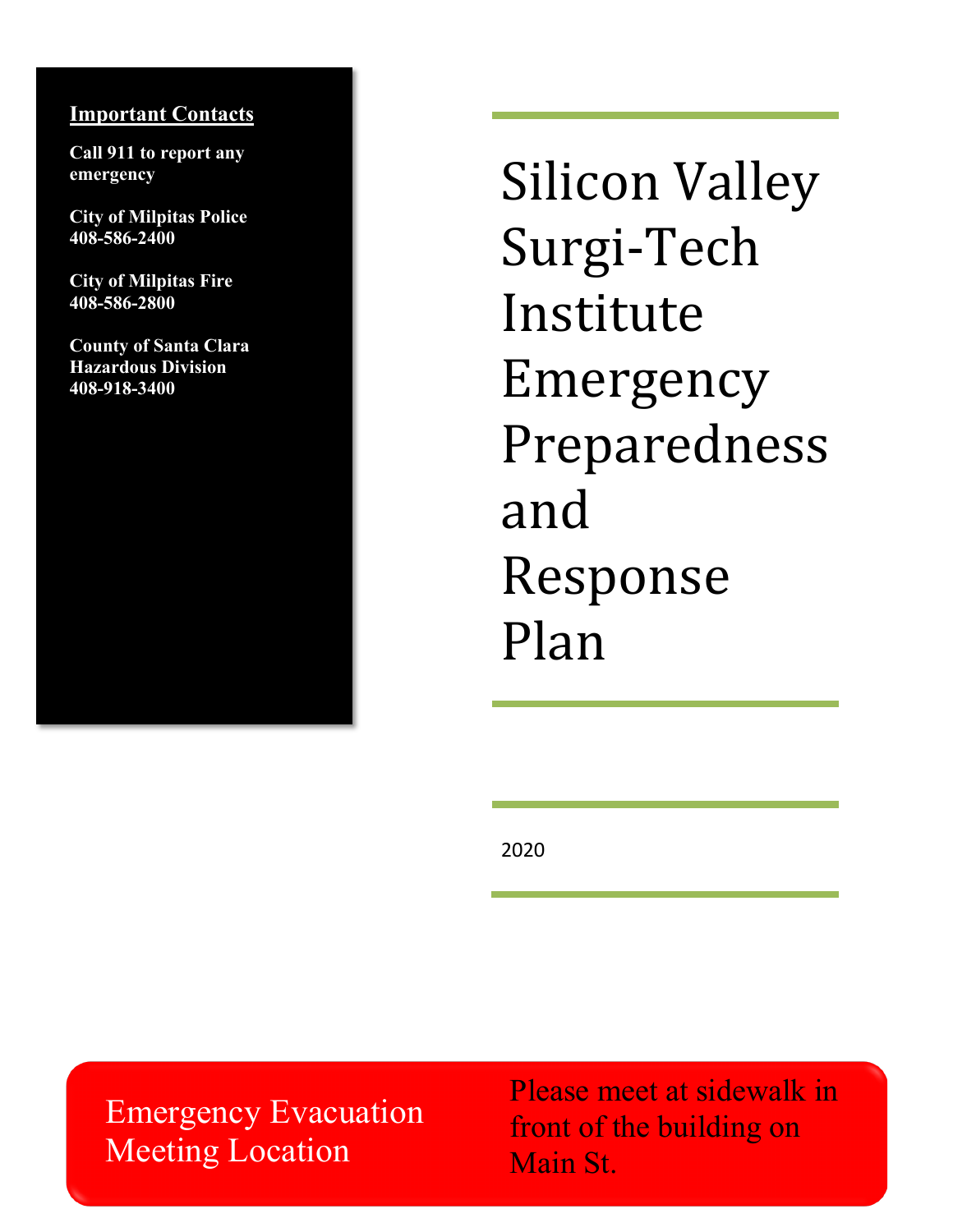# Silicon Valley Surgi-Tech Institute Emergency Preparedness and Response Plan

2020

**Important Contacts**

**Call 911 to report any emergency**

**City of Milpitas Police**
**408-586-2400**

**City of Milpitas Fire**
**408-586-2800**

**County of Santa Clara Hazardous Division**
**408-918-3400**

Emergency Evacuation Meeting Location

Please meet at sidewalk in front of the building on Main St.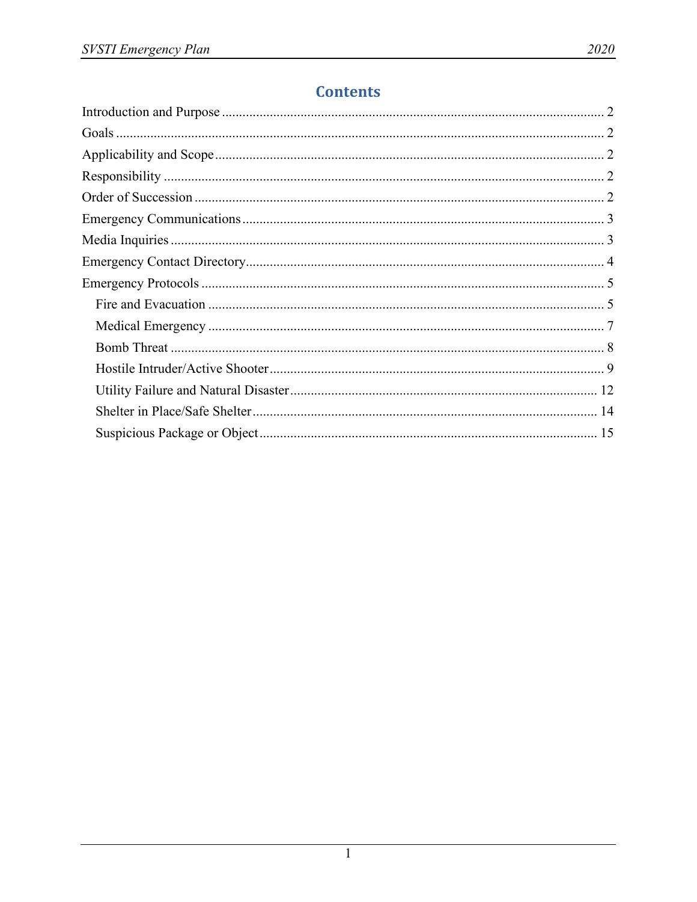# Contents

Introduction and Purpose ............................................................................................................. 2

Goals ............................................................................................................................................ 2

Applicability and Scope ................................................................................................................ 2

Responsibility ............................................................................................................................... 2

Order of Succession ...................................................................................................................... 2

Emergency Communications ........................................................................................................ 3

Media Inquiries ............................................................................................................................. 3

Emergency Contact Directory ....................................................................................................... 4

Emergency Protocols .................................................................................................................... 5

- Fire and Evacuation ................................................................................................................. 5
- Medical Emergency .................................................................................................................. 7
- Bomb Threat ............................................................................................................................. 8
- Hostile Intruder/Active Shooter ............................................................................................... 9
- Utility Failure and Natural Disaster ........................................................................................ 12
- Shelter in Place/Safe Shelter .................................................................................................. 14
- Suspicious Package or Object ................................................................................................. 15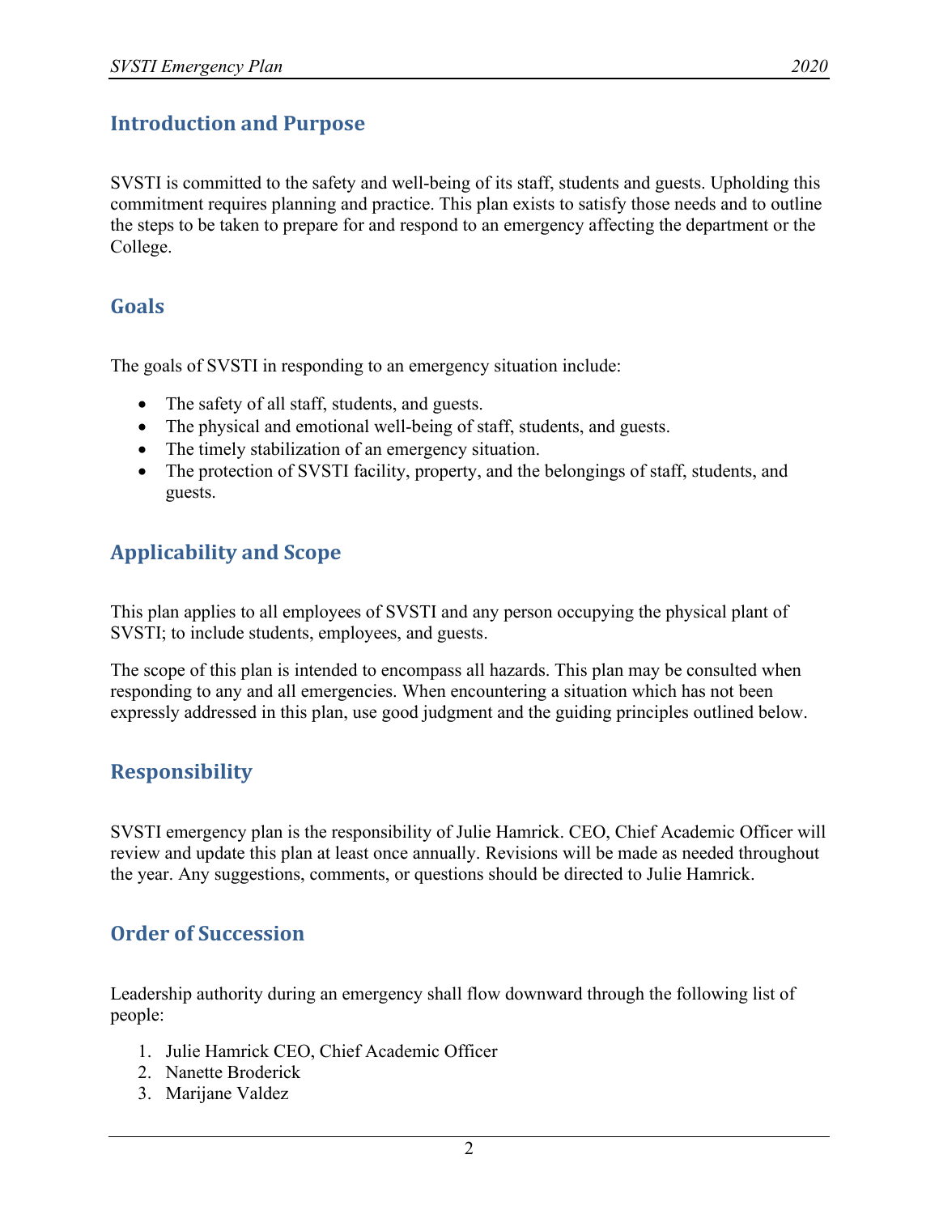## Introduction and Purpose

SVSTI is committed to the safety and well-being of its staff, students and guests. Upholding this commitment requires planning and practice. This plan exists to satisfy those needs and to outline the steps to be taken to prepare for and respond to an emergency affecting the department or the College.

## Goals

The goals of SVSTI in responding to an emergency situation include:

- The safety of all staff, students, and guests.
- The physical and emotional well-being of staff, students, and guests.
- The timely stabilization of an emergency situation.
- The protection of SVSTI facility, property, and the belongings of staff, students, and guests.

## Applicability and Scope

This plan applies to all employees of SVSTI and any person occupying the physical plant of SVSTI; to include students, employees, and guests.

The scope of this plan is intended to encompass all hazards. This plan may be consulted when responding to any and all emergencies. When encountering a situation which has not been expressly addressed in this plan, use good judgment and the guiding principles outlined below.

## Responsibility

SVSTI emergency plan is the responsibility of Julie Hamrick. CEO, Chief Academic Officer will review and update this plan at least once annually. Revisions will be made as needed throughout the year. Any suggestions, comments, or questions should be directed to Julie Hamrick.

## Order of Succession

Leadership authority during an emergency shall flow downward through the following list of people:

1. Julie Hamrick CEO, Chief Academic Officer
2. Nanette Broderick
3. Marijane Valdez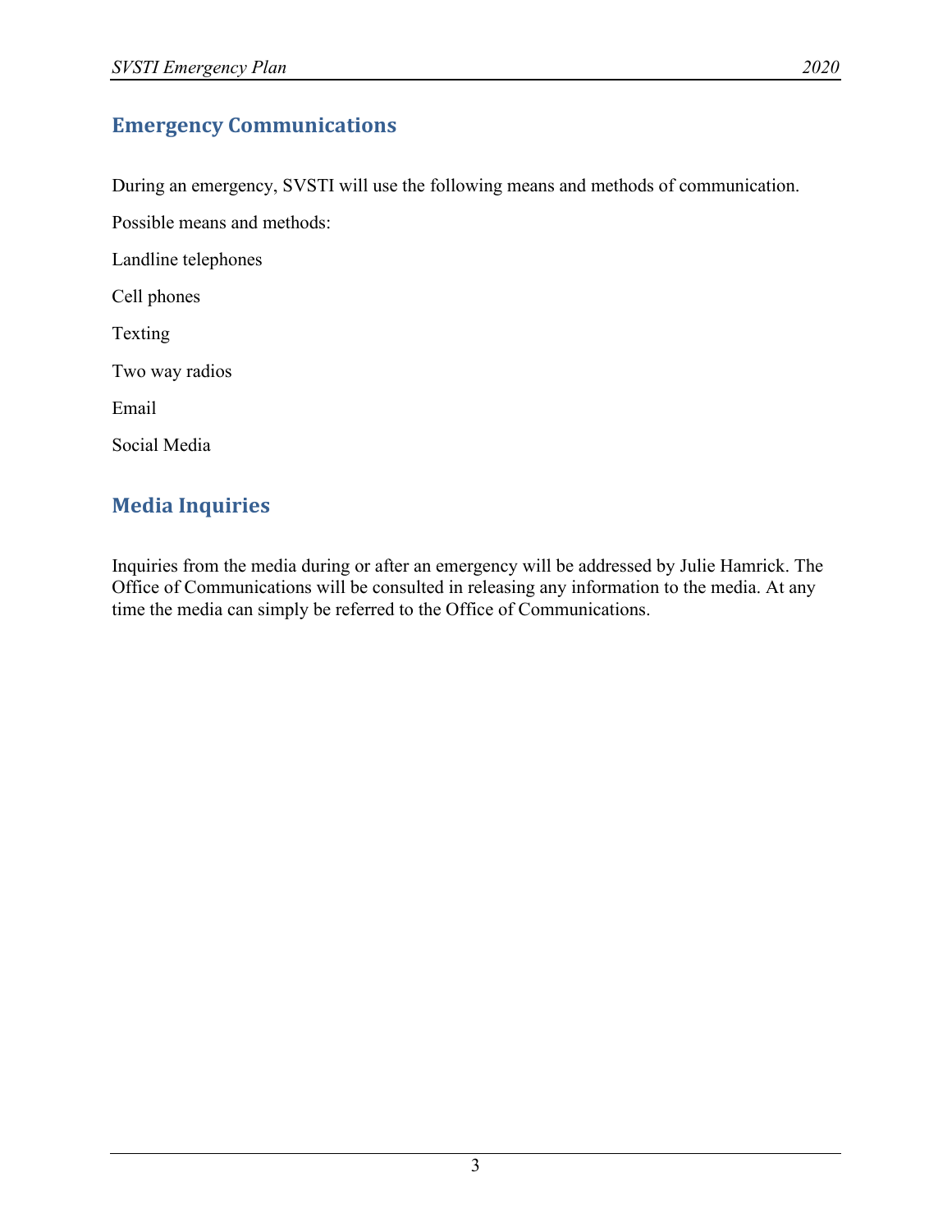## Emergency Communications

During an emergency, SVSTI will use the following means and methods of communication.

Possible means and methods:

Landline telephones

Cell phones

Texting

Two way radios

Email

Social Media

## Media Inquiries

Inquiries from the media during or after an emergency will be addressed by Julie Hamrick. The Office of Communications will be consulted in releasing any information to the media. At any time the media can simply be referred to the Office of Communications.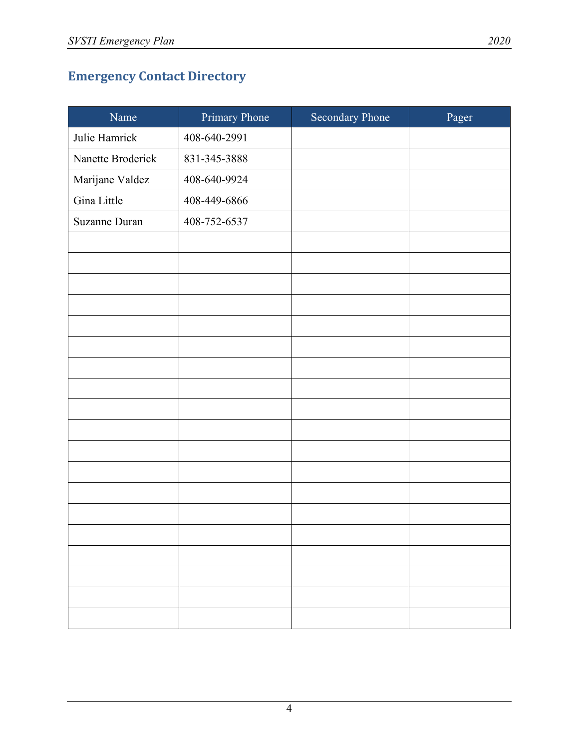## Emergency Contact Directory

| Name | Primary Phone | Secondary Phone | Pager |
|---|---|---|---|
| Julie Hamrick | 408-640-2991 | | |
| Nanette Broderick | 831-345-3888 | | |
| Marijane Valdez | 408-640-9924 | | |
| Gina Little | 408-449-6866 | | |
| Suzanne Duran | 408-752-6537 | | |
| | | | |
| | | | |
| | | | |
| | | | |
| | | | |
| | | | |
| | | | |
| | | | |
| | | | |
| | | | |
| | | | |
| | | | |
| | | | |
| | | | |
| | | | |
| | | | |
| | | | |
| | | | |
| | | | |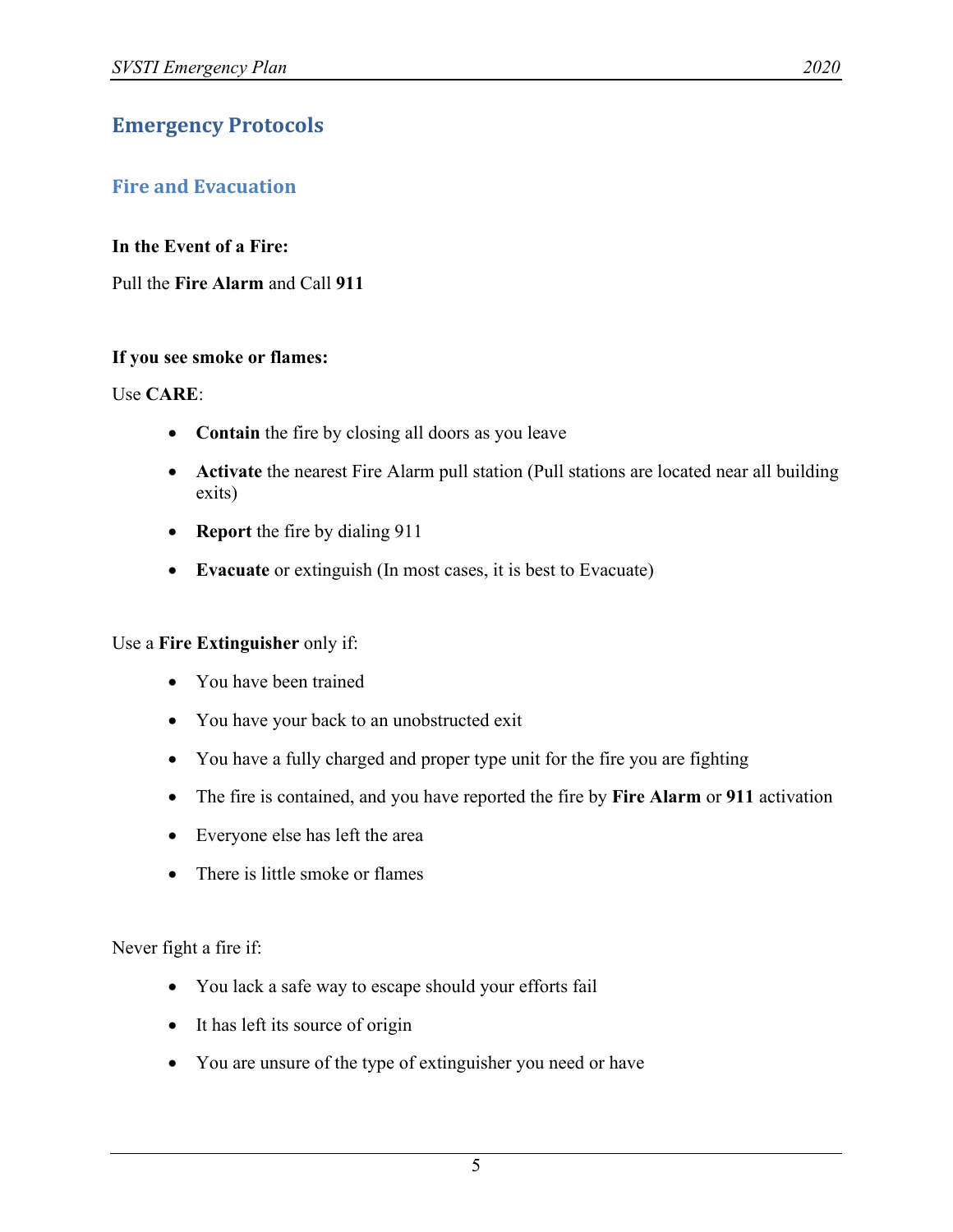# Emergency Protocols

## Fire and Evacuation

**In the Event of a Fire:**

Pull the **Fire Alarm** and Call **911**

**If you see smoke or flames:**

Use **CARE**:

- **Contain** the fire by closing all doors as you leave
- **Activate** the nearest Fire Alarm pull station (Pull stations are located near all building exits)
- **Report** the fire by dialing 911
- **Evacuate** or extinguish (In most cases, it is best to Evacuate)

Use a **Fire Extinguisher** only if:

- You have been trained
- You have your back to an unobstructed exit
- You have a fully charged and proper type unit for the fire you are fighting
- The fire is contained, and you have reported the fire by **Fire Alarm** or **911** activation
- Everyone else has left the area
- There is little smoke or flames

Never fight a fire if:

- You lack a safe way to escape should your efforts fail
- It has left its source of origin
- You are unsure of the type of extinguisher you need or have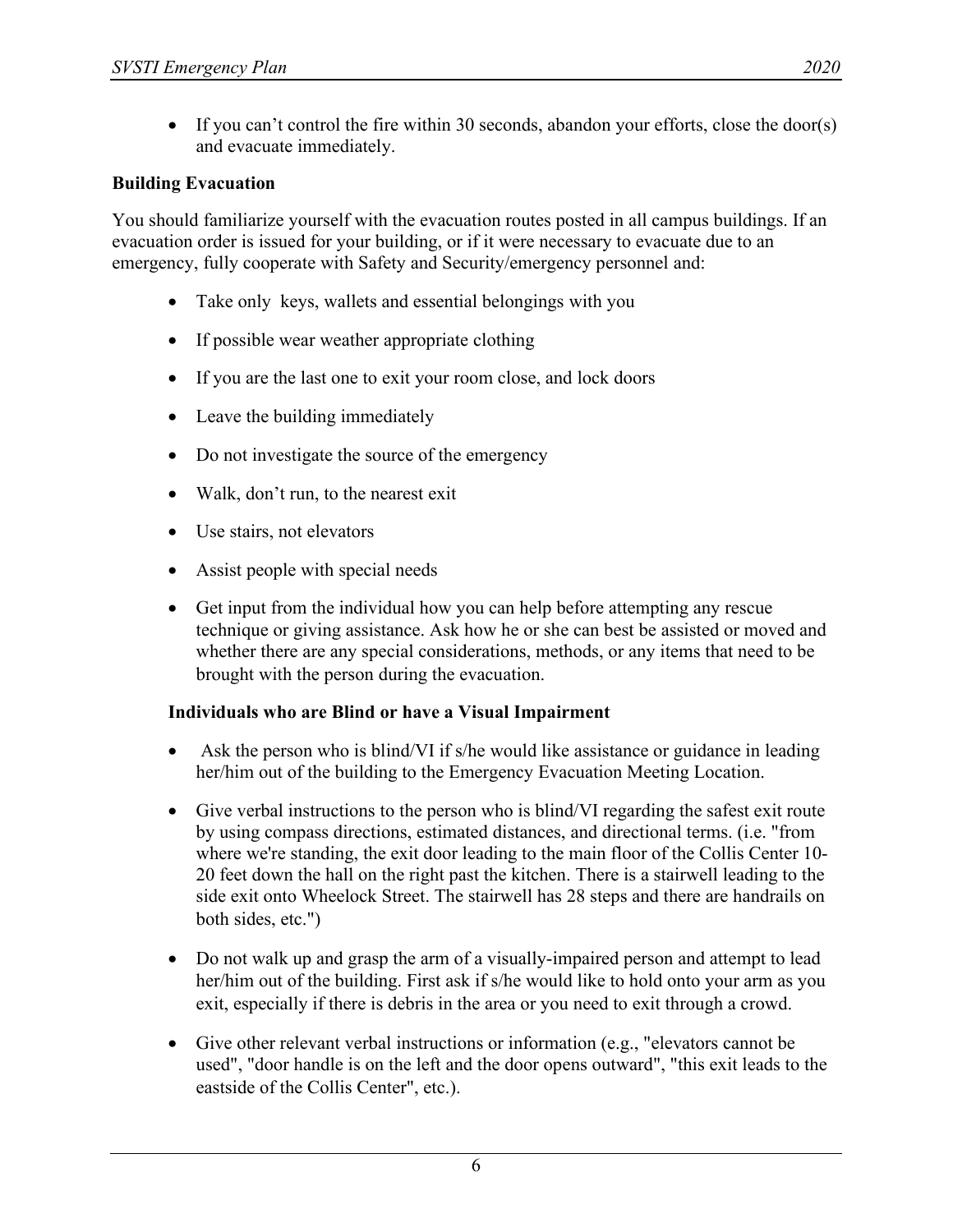- If you can't control the fire within 30 seconds, abandon your efforts, close the door(s) and evacuate immediately.

**Building Evacuation**

You should familiarize yourself with the evacuation routes posted in all campus buildings. If an evacuation order is issued for your building, or if it were necessary to evacuate due to an emergency, fully cooperate with Safety and Security/emergency personnel and:

- Take only keys, wallets and essential belongings with you
- If possible wear weather appropriate clothing
- If you are the last one to exit your room close, and lock doors
- Leave the building immediately
- Do not investigate the source of the emergency
- Walk, don't run, to the nearest exit
- Use stairs, not elevators
- Assist people with special needs
- Get input from the individual how you can help before attempting any rescue technique or giving assistance. Ask how he or she can best be assisted or moved and whether there are any special considerations, methods, or any items that need to be brought with the person during the evacuation.

**Individuals who are Blind or have a Visual Impairment**

- Ask the person who is blind/VI if s/he would like assistance or guidance in leading her/him out of the building to the Emergency Evacuation Meeting Location.
- Give verbal instructions to the person who is blind/VI regarding the safest exit route by using compass directions, estimated distances, and directional terms. (i.e. "from where we're standing, the exit door leading to the main floor of the Collis Center 10-20 feet down the hall on the right past the kitchen. There is a stairwell leading to the side exit onto Wheelock Street. The stairwell has 28 steps and there are handrails on both sides, etc.")
- Do not walk up and grasp the arm of a visually-impaired person and attempt to lead her/him out of the building. First ask if s/he would like to hold onto your arm as you exit, especially if there is debris in the area or you need to exit through a crowd.
- Give other relevant verbal instructions or information (e.g., "elevators cannot be used", "door handle is on the left and the door opens outward", "this exit leads to the eastside of the Collis Center", etc.).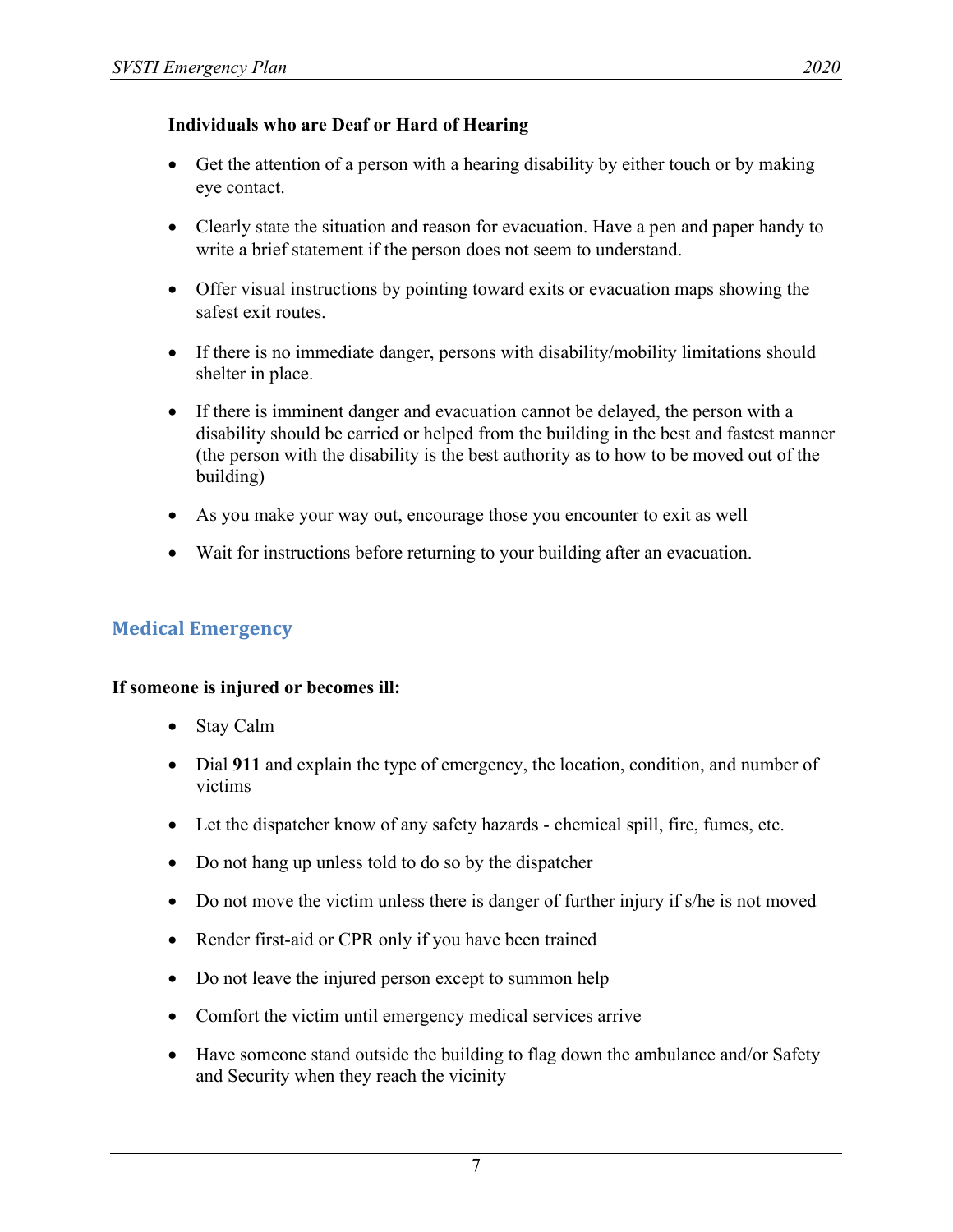**Individuals who are Deaf or Hard of Hearing**

- Get the attention of a person with a hearing disability by either touch or by making eye contact.
- Clearly state the situation and reason for evacuation. Have a pen and paper handy to write a brief statement if the person does not seem to understand.
- Offer visual instructions by pointing toward exits or evacuation maps showing the safest exit routes.
- If there is no immediate danger, persons with disability/mobility limitations should shelter in place.
- If there is imminent danger and evacuation cannot be delayed, the person with a disability should be carried or helped from the building in the best and fastest manner (the person with the disability is the best authority as to how to be moved out of the building)
- As you make your way out, encourage those you encounter to exit as well
- Wait for instructions before returning to your building after an evacuation.

## Medical Emergency

**If someone is injured or becomes ill:**

- Stay Calm
- Dial **911** and explain the type of emergency, the location, condition, and number of victims
- Let the dispatcher know of any safety hazards - chemical spill, fire, fumes, etc.
- Do not hang up unless told to do so by the dispatcher
- Do not move the victim unless there is danger of further injury if s/he is not moved
- Render first-aid or CPR only if you have been trained
- Do not leave the injured person except to summon help
- Comfort the victim until emergency medical services arrive
- Have someone stand outside the building to flag down the ambulance and/or Safety and Security when they reach the vicinity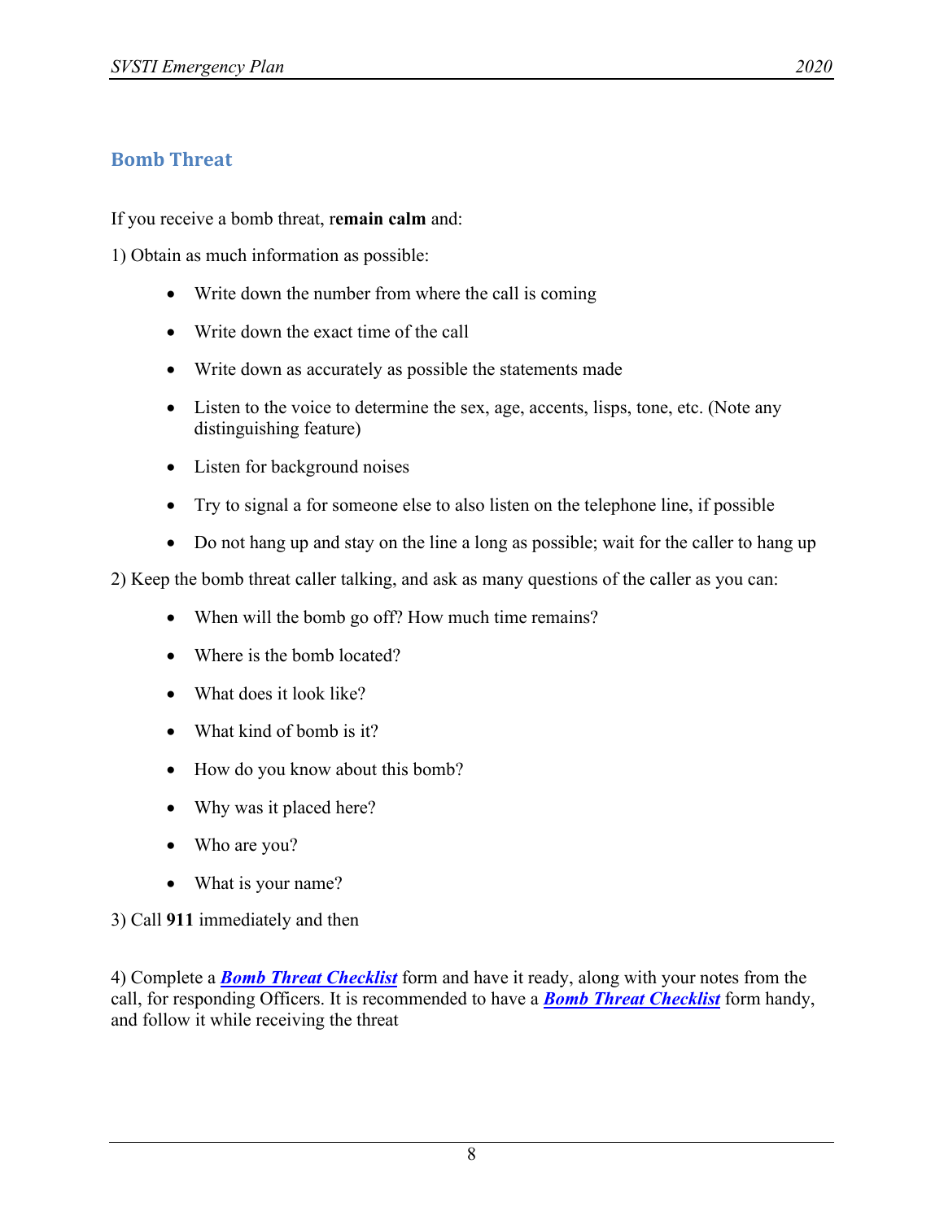## Bomb Threat

If you receive a bomb threat, r**emain calm** and:

1) Obtain as much information as possible:

- Write down the number from where the call is coming
- Write down the exact time of the call
- Write down as accurately as possible the statements made
- Listen to the voice to determine the sex, age, accents, lisps, tone, etc. (Note any distinguishing feature)
- Listen for background noises
- Try to signal a for someone else to also listen on the telephone line, if possible
- Do not hang up and stay on the line a long as possible; wait for the caller to hang up

2) Keep the bomb threat caller talking, and ask as many questions of the caller as you can:

- When will the bomb go off? How much time remains?
- Where is the bomb located?
- What does it look like?
- What kind of bomb is it?
- How do you know about this bomb?
- Why was it placed here?
- Who are you?
- What is your name?

3) Call **911** immediately and then

4) Complete a ***Bomb Threat Checklist*** form and have it ready, along with your notes from the call, for responding Officers. It is recommended to have a ***Bomb Threat Checklist*** form handy, and follow it while receiving the threat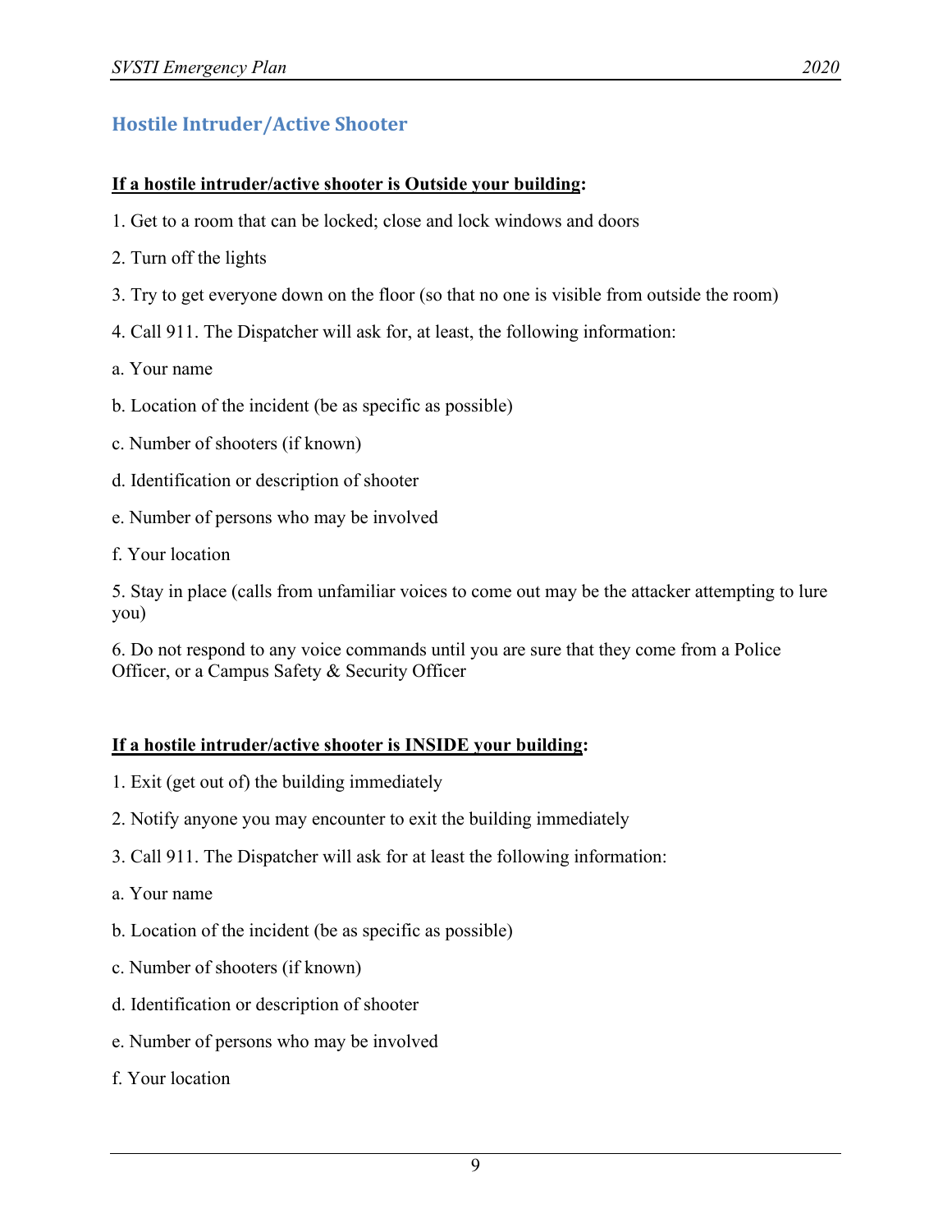## Hostile Intruder/Active Shooter

**<u>If a hostile intruder/active shooter is Outside your building</u>:**

1. Get to a room that can be locked; close and lock windows and doors

2. Turn off the lights

3. Try to get everyone down on the floor (so that no one is visible from outside the room)

4. Call 911. The Dispatcher will ask for, at least, the following information:

a. Your name

b. Location of the incident (be as specific as possible)

c. Number of shooters (if known)

d. Identification or description of shooter

e. Number of persons who may be involved

f. Your location

5. Stay in place (calls from unfamiliar voices to come out may be the attacker attempting to lure you)

6. Do not respond to any voice commands until you are sure that they come from a Police Officer, or a Campus Safety & Security Officer

**<u>If a hostile intruder/active shooter is INSIDE your building</u>:**

1. Exit (get out of) the building immediately

2. Notify anyone you may encounter to exit the building immediately

3. Call 911. The Dispatcher will ask for at least the following information:

a. Your name

b. Location of the incident (be as specific as possible)

c. Number of shooters (if known)

d. Identification or description of shooter

e. Number of persons who may be involved

f. Your location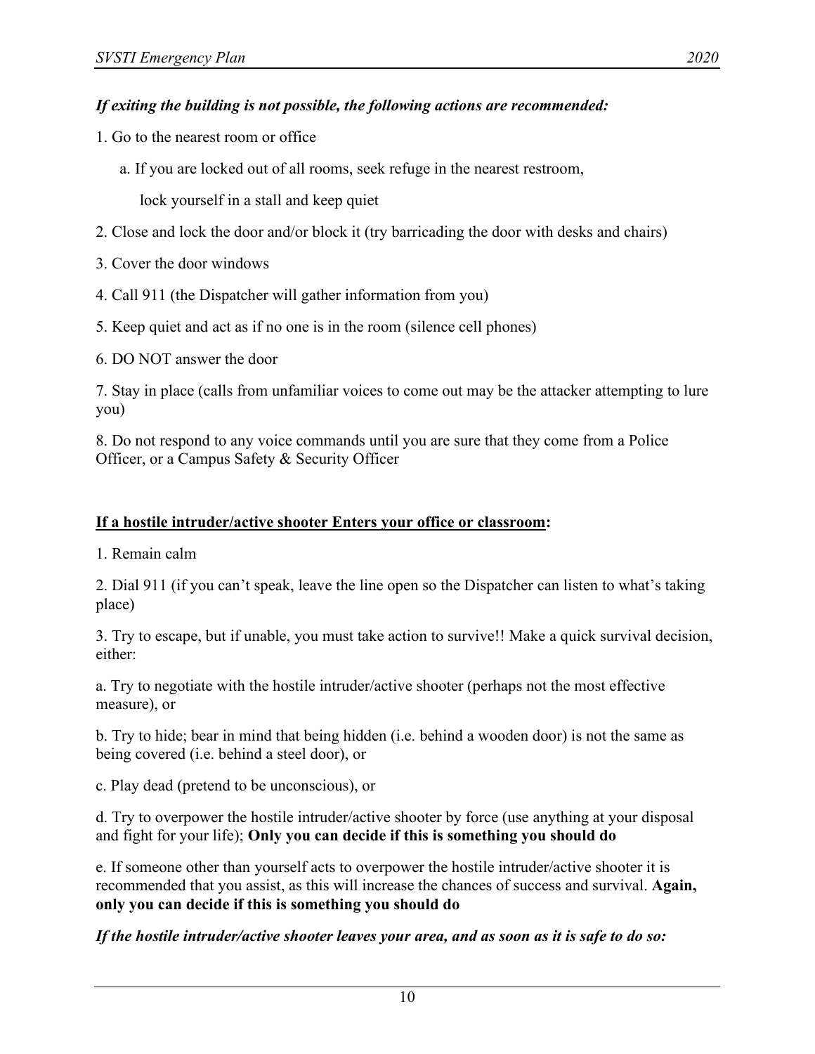***If exiting the building is not possible, the following actions are recommended:***

1. Go to the nearest room or office
   a. If you are locked out of all rooms, seek refuge in the nearest restroom, lock yourself in a stall and keep quiet
2. Close and lock the door and/or block it (try barricading the door with desks and chairs)
3. Cover the door windows
4. Call 911 (the Dispatcher will gather information from you)
5. Keep quiet and act as if no one is in the room (silence cell phones)
6. DO NOT answer the door
7. Stay in place (calls from unfamiliar voices to come out may be the attacker attempting to lure you)
8. Do not respond to any voice commands until you are sure that they come from a Police Officer, or a Campus Safety & Security Officer

**<u>If a hostile intruder/active shooter Enters your office or classroom</u>:**

1. Remain calm
2. Dial 911 (if you can't speak, leave the line open so the Dispatcher can listen to what's taking place)
3. Try to escape, but if unable, you must take action to survive!! Make a quick survival decision, either:

a. Try to negotiate with the hostile intruder/active shooter (perhaps not the most effective measure), or

b. Try to hide; bear in mind that being hidden (i.e. behind a wooden door) is not the same as being covered (i.e. behind a steel door), or

c. Play dead (pretend to be unconscious), or

d. Try to overpower the hostile intruder/active shooter by force (use anything at your disposal and fight for your life); **Only you can decide if this is something you should do**

e. If someone other than yourself acts to overpower the hostile intruder/active shooter it is recommended that you assist, as this will increase the chances of success and survival. **Again, only you can decide if this is something you should do**

***If the hostile intruder/active shooter leaves your area, and as soon as it is safe to do so:***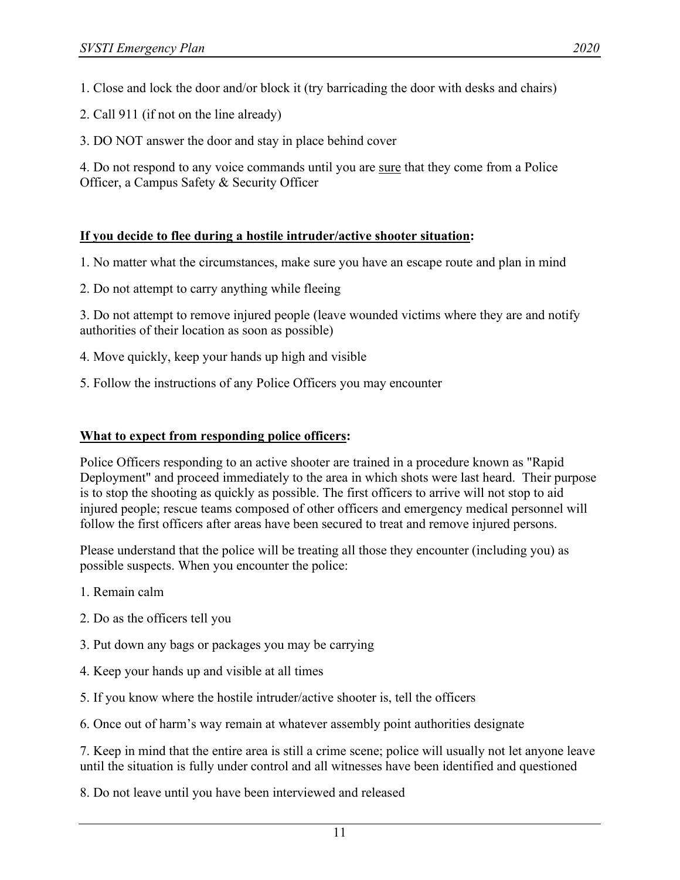1. Close and lock the door and/or block it (try barricading the door with desks and chairs)

2. Call 911 (if not on the line already)

3. DO NOT answer the door and stay in place behind cover

4. Do not respond to any voice commands until you are <u>sure</u> that they come from a Police Officer, a Campus Safety & Security Officer

**<u>If you decide to flee during a hostile intruder/active shooter situation</u>:**

1. No matter what the circumstances, make sure you have an escape route and plan in mind

2. Do not attempt to carry anything while fleeing

3. Do not attempt to remove injured people (leave wounded victims where they are and notify authorities of their location as soon as possible)

4. Move quickly, keep your hands up high and visible

5. Follow the instructions of any Police Officers you may encounter

**<u>What to expect from responding police officers</u>:**

Police Officers responding to an active shooter are trained in a procedure known as "Rapid Deployment" and proceed immediately to the area in which shots were last heard. Their purpose is to stop the shooting as quickly as possible. The first officers to arrive will not stop to aid injured people; rescue teams composed of other officers and emergency medical personnel will follow the first officers after areas have been secured to treat and remove injured persons.

Please understand that the police will be treating all those they encounter (including you) as possible suspects. When you encounter the police:

1. Remain calm

2. Do as the officers tell you

3. Put down any bags or packages you may be carrying

4. Keep your hands up and visible at all times

5. If you know where the hostile intruder/active shooter is, tell the officers

6. Once out of harm's way remain at whatever assembly point authorities designate

7. Keep in mind that the entire area is still a crime scene; police will usually not let anyone leave until the situation is fully under control and all witnesses have been identified and questioned

8. Do not leave until you have been interviewed and released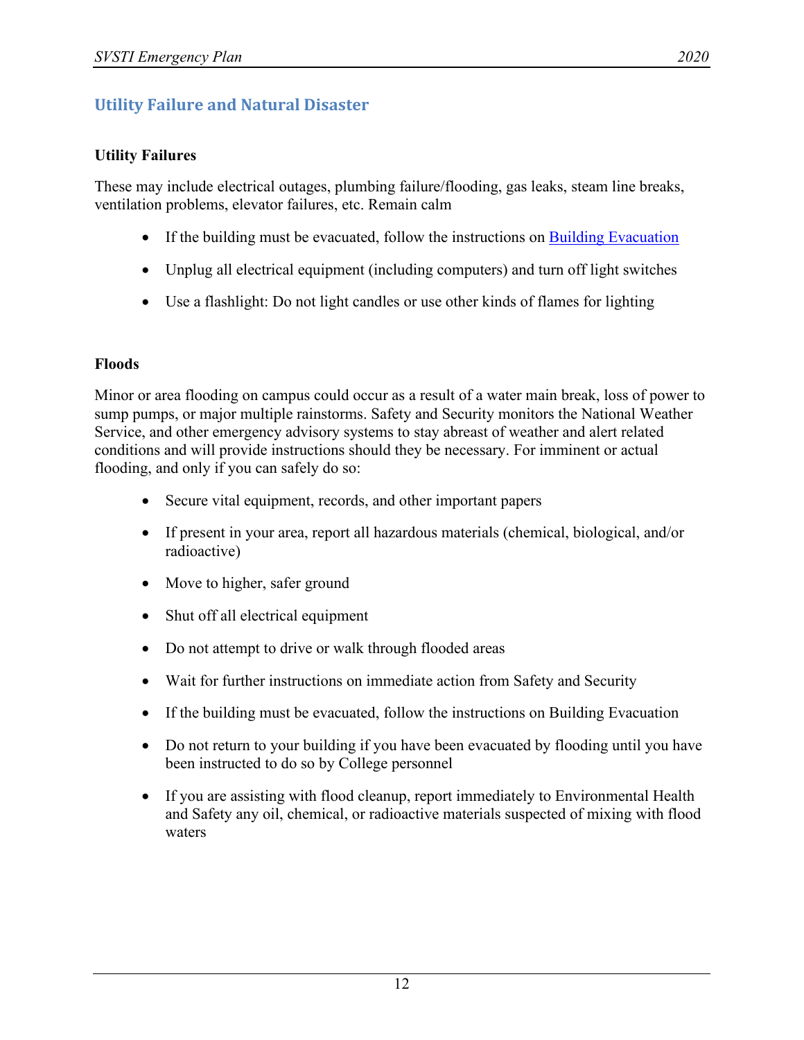## Utility Failure and Natural Disaster

### Utility Failures

These may include electrical outages, plumbing failure/flooding, gas leaks, steam line breaks, ventilation problems, elevator failures, etc. Remain calm

- If the building must be evacuated, follow the instructions on [Building Evacuation]
- Unplug all electrical equipment (including computers) and turn off light switches
- Use a flashlight: Do not light candles or use other kinds of flames for lighting

### Floods

Minor or area flooding on campus could occur as a result of a water main break, loss of power to sump pumps, or major multiple rainstorms. Safety and Security monitors the National Weather Service, and other emergency advisory systems to stay abreast of weather and alert related conditions and will provide instructions should they be necessary. For imminent or actual flooding, and only if you can safely do so:

- Secure vital equipment, records, and other important papers
- If present in your area, report all hazardous materials (chemical, biological, and/or radioactive)
- Move to higher, safer ground
- Shut off all electrical equipment
- Do not attempt to drive or walk through flooded areas
- Wait for further instructions on immediate action from Safety and Security
- If the building must be evacuated, follow the instructions on Building Evacuation
- Do not return to your building if you have been evacuated by flooding until you have been instructed to do so by College personnel
- If you are assisting with flood cleanup, report immediately to Environmental Health and Safety any oil, chemical, or radioactive materials suspected of mixing with flood waters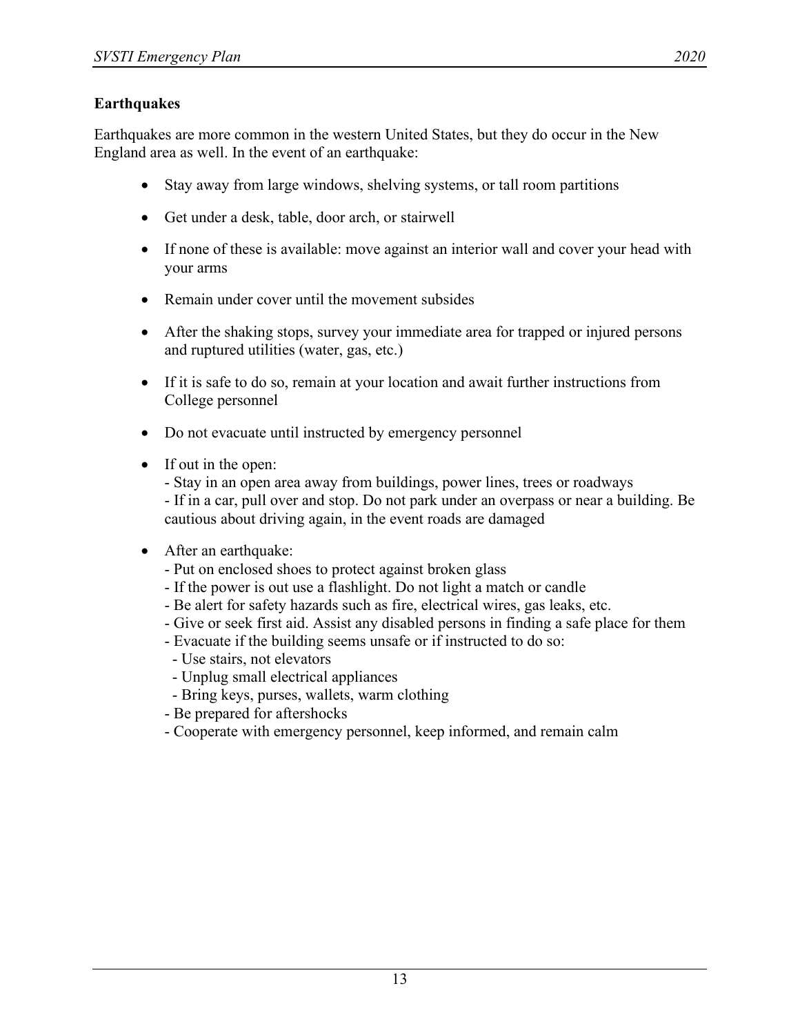**Earthquakes**

Earthquakes are more common in the western United States, but they do occur in the New England area as well. In the event of an earthquake:

- Stay away from large windows, shelving systems, or tall room partitions
- Get under a desk, table, door arch, or stairwell
- If none of these is available: move against an interior wall and cover your head with your arms
- Remain under cover until the movement subsides
- After the shaking stops, survey your immediate area for trapped or injured persons and ruptured utilities (water, gas, etc.)
- If it is safe to do so, remain at your location and await further instructions from College personnel
- Do not evacuate until instructed by emergency personnel
- If out in the open:
  - Stay in an open area away from buildings, power lines, trees or roadways
  - If in a car, pull over and stop. Do not park under an overpass or near a building. Be cautious about driving again, in the event roads are damaged
- After an earthquake:
  - Put on enclosed shoes to protect against broken glass
  - If the power is out use a flashlight. Do not light a match or candle
  - Be alert for safety hazards such as fire, electrical wires, gas leaks, etc.
  - Give or seek first aid. Assist any disabled persons in finding a safe place for them
  - Evacuate if the building seems unsafe or if instructed to do so:
    - Use stairs, not elevators
    - Unplug small electrical appliances
    - Bring keys, purses, wallets, warm clothing
  - Be prepared for aftershocks
  - Cooperate with emergency personnel, keep informed, and remain calm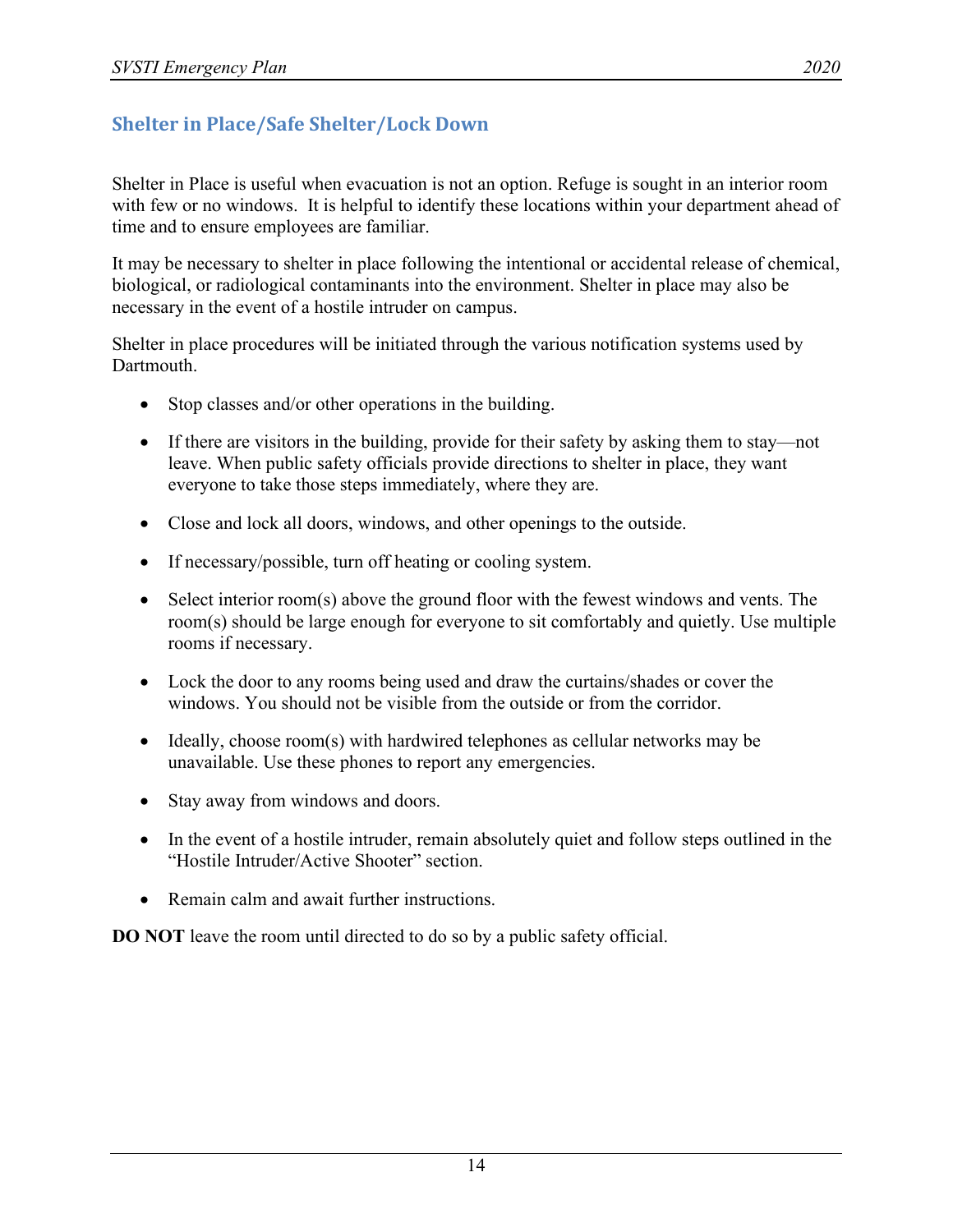## Shelter in Place/Safe Shelter/Lock Down

Shelter in Place is useful when evacuation is not an option. Refuge is sought in an interior room with few or no windows. It is helpful to identify these locations within your department ahead of time and to ensure employees are familiar.

It may be necessary to shelter in place following the intentional or accidental release of chemical, biological, or radiological contaminants into the environment. Shelter in place may also be necessary in the event of a hostile intruder on campus.

Shelter in place procedures will be initiated through the various notification systems used by Dartmouth.

- Stop classes and/or other operations in the building.
- If there are visitors in the building, provide for their safety by asking them to stay—not leave. When public safety officials provide directions to shelter in place, they want everyone to take those steps immediately, where they are.
- Close and lock all doors, windows, and other openings to the outside.
- If necessary/possible, turn off heating or cooling system.
- Select interior room(s) above the ground floor with the fewest windows and vents. The room(s) should be large enough for everyone to sit comfortably and quietly. Use multiple rooms if necessary.
- Lock the door to any rooms being used and draw the curtains/shades or cover the windows. You should not be visible from the outside or from the corridor.
- Ideally, choose room(s) with hardwired telephones as cellular networks may be unavailable. Use these phones to report any emergencies.
- Stay away from windows and doors.
- In the event of a hostile intruder, remain absolutely quiet and follow steps outlined in the "Hostile Intruder/Active Shooter" section.
- Remain calm and await further instructions.

**DO NOT** leave the room until directed to do so by a public safety official.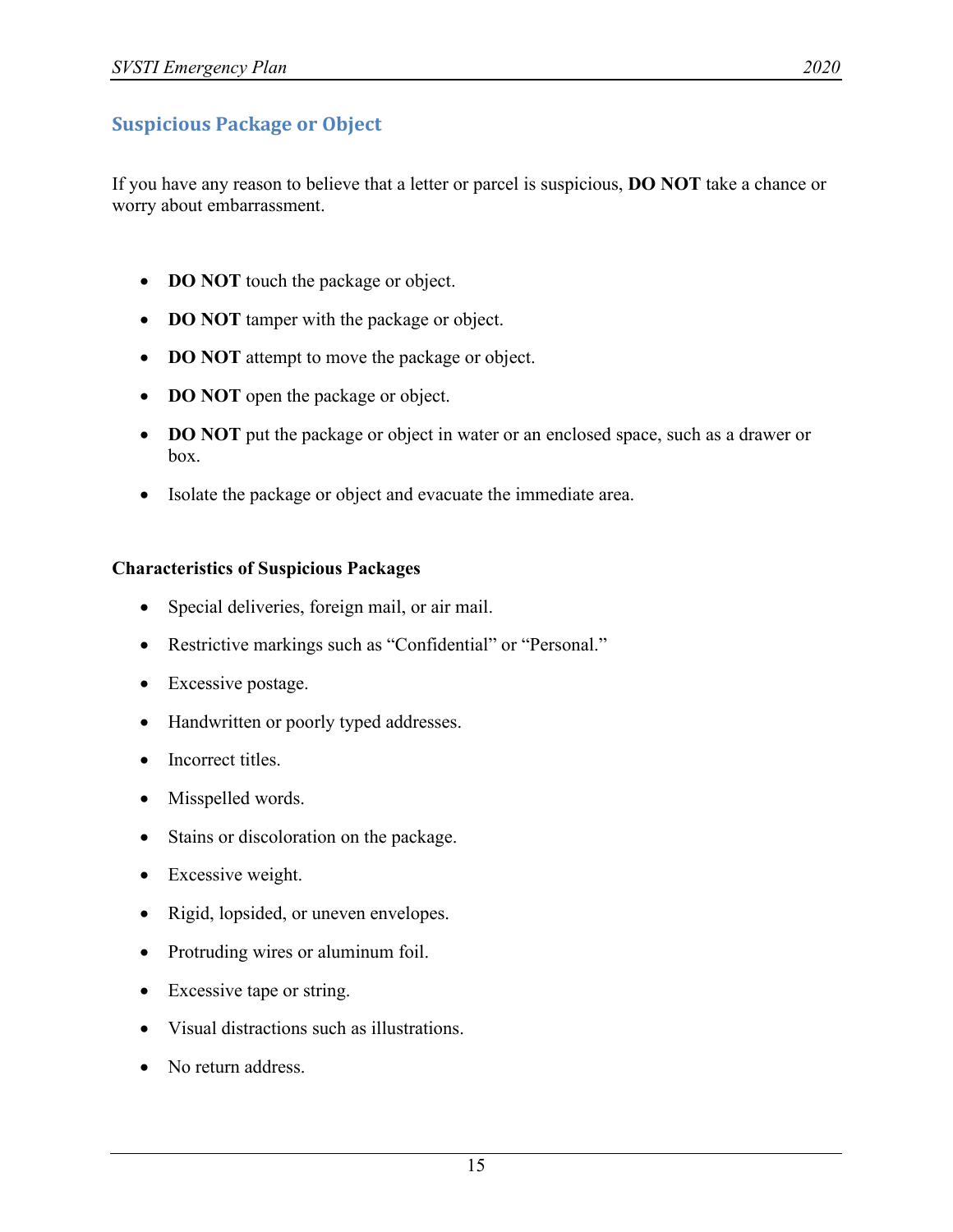## Suspicious Package or Object

If you have any reason to believe that a letter or parcel is suspicious, **DO NOT** take a chance or worry about embarrassment.

- **DO NOT** touch the package or object.
- **DO NOT** tamper with the package or object.
- **DO NOT** attempt to move the package or object.
- **DO NOT** open the package or object.
- **DO NOT** put the package or object in water or an enclosed space, such as a drawer or box.
- Isolate the package or object and evacuate the immediate area.

**Characteristics of Suspicious Packages**

- Special deliveries, foreign mail, or air mail.
- Restrictive markings such as "Confidential" or "Personal."
- Excessive postage.
- Handwritten or poorly typed addresses.
- Incorrect titles.
- Misspelled words.
- Stains or discoloration on the package.
- Excessive weight.
- Rigid, lopsided, or uneven envelopes.
- Protruding wires or aluminum foil.
- Excessive tape or string.
- Visual distractions such as illustrations.
- No return address.